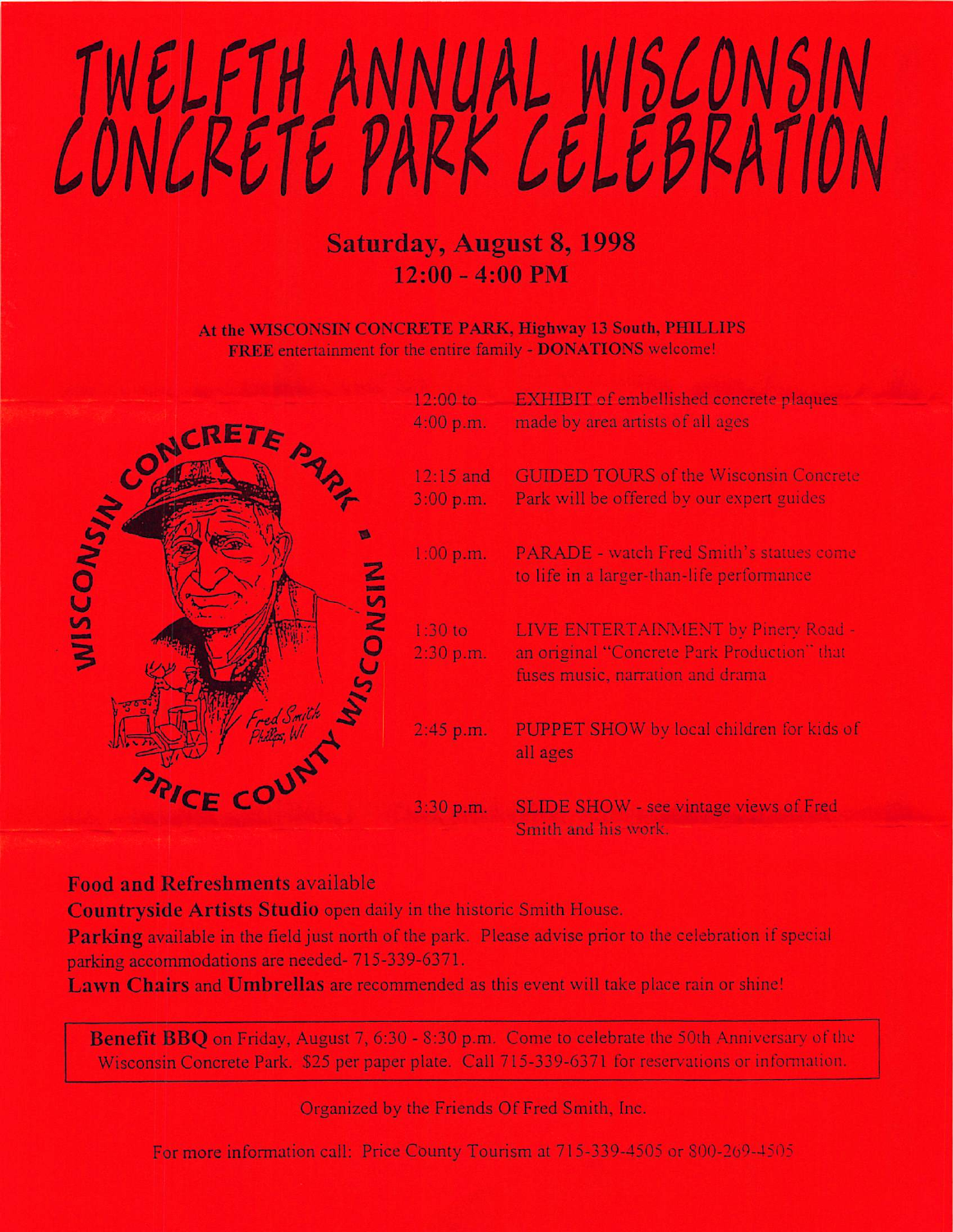# TWELFTH ANNUAL WISCONSIN CONCRETE PARK CELEBRATION

## Saturday, August 8, 1998
## 12:00 - 4:00 PM

**At the WISCONSIN CONCRETE PARK, Highway 13 South, PHILLIPS**
**FREE** entertainment for the entire family - **DONATIONS** welcome!

| | |
|---|---|
| 12:00 to 4:00 p.m. | EXHIBIT of embellished concrete plaques made by area artists of all ages |
| 12:15 and 3:00 p.m. | GUIDED TOURS of the Wisconsin Concrete Park will be offered by our expert guides |
| 1:00 p.m. | PARADE - watch Fred Smith's statues come to life in a larger-than-life performance |
| 1:30 to 2:30 p.m. | LIVE ENTERTAINMENT by Pinery Road - an original "Concrete Park Production" that fuses music, narration and drama |
| 2:45 p.m. | PUPPET SHOW by local children for kids of all ages |
| 3:30 p.m. | SLIDE SHOW - see vintage views of Fred Smith and his work. |

**Food and Refreshments** available

**Countryside Artists Studio** open daily in the historic Smith House.

**Parking** available in the field just north of the park. Please advise prior to the celebration if special parking accommodations are needed- 715-339-6371.

**Lawn Chairs** and **Umbrellas** are recommended as this event will take place rain or shine!

**Benefit BBQ** on Friday, August 7, 6:30 - 8:30 p.m. Come to celebrate the 50th Anniversary of the Wisconsin Concrete Park. $25 per paper plate. Call 715-339-6371 for reservations or information.

Organized by the Friends Of Fred Smith, Inc.

For more information call: Price County Tourism at 715-339-4505 or 800-269-4505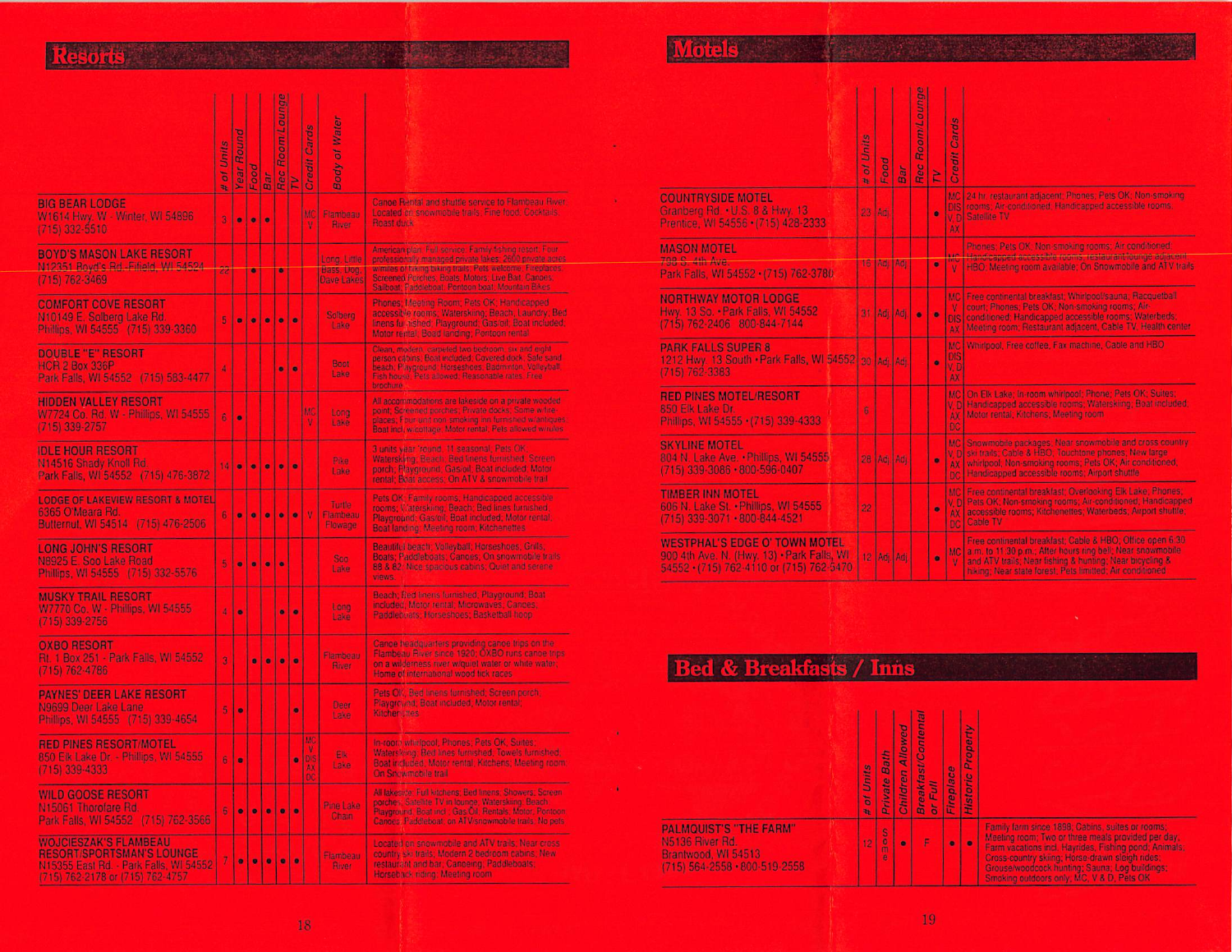## Resorts

| | # of Units | Year Round | Food | Bar | Rec Room/Lounge | TV | Credit Cards | Body of Water | |
|---|---|---|---|---|---|---|---|---|---|
| **BIG BEAR LODGE**<br>W1614 Hwy. W - Winter, WI 54896<br>(715) 332-5510 | 3 | • | • | • | | | MC V | Flambeau River | Canoe Rental and shuttle service to Flambeau River; Located on snowmobile trails; Fine food; Cocktails; Roast duck |
| **BOYD'S MASON LAKE RESORT**<br>N12351 Boyd's Rd.-Fifield, WI 54524<br>(715) 762-3469 | 22 | | • | | • | | | Long, Little Bass, Dog, Dave Lakes | American plan; Full service; Family/fishing resort; Four professionally managed private lakes; 2600 private acres w/miles of hiking/biking trails; Pets welcome; Fireplaces; Screened Porches; Boats; Motors; Live Bait; Canoes; Sailboat; Paddleboat; Pontoon boat; Mountain Bikes |
| **COMFORT COVE RESORT**<br>N10149 E. Solberg Lake Rd.<br>Phillips, WI 54555 (715) 339-3360 | 5 | • | • | • | • | • | | Solberg Lake | Phones; Meeting Room; Pets OK; Handicapped accessible rooms; Waterskiing; Beach; Laundry; Bed linens furnished; Playground; Gas/oil; Boat included; Motor rental; Boat landing; Pontoon rental |
| **DOUBLE "E" RESORT**<br>HCR 2 Box 336P<br>Park Falls, WI 54552 (715) 583-4477 | 4 | | | | • | • | | Boot Lake | Clean, modern, carpeted two bedroom, six and eight person cabins; Boat included; Covered dock; Safe sand beach; Playground; Horseshoes; Badminton, Volleyball; Fish house; Pets allowed; Reasonable rates; Free brochure |
| **HIDDEN VALLEY RESORT**<br>W7724 Co. Rd. W - Phillips, WI 54555<br>(715) 339-2757 | 6 | • | | | | | MC V | Long Lake | All accommodations are lakeside on a private wooded point; Screened porches; Private docks; Some fireplaces; Four-unit non smoking inn furnished w/antiques; Boat incl. w/cottage; Motor rental; Pets allowed w/rules |
| **IDLE HOUR RESORT**<br>N14516 Shady Knoll Rd.<br>Park Falls, WI 54552 (715) 476-3872 | 14 | • | • | • | • | • | | Pike Lake | 3 units year 'round; 11 seasonal; Pets OK; Waterskiing; Beach; Bed linens furnished; Screen porch; Playground; Gas/oil; Boat included; Motor rental; Boat access; On ATV & snowmobile trail |
| **LODGE OF LAKEVIEW RESORT & MOTEL**<br>6365 O'Meara Rd.<br>Butternut, WI 54514 (715) 476-2506 | 6 | • | • | • | • | • | V | Turtle Flambeau Flowage | Pets OK; Family rooms; Handicapped accessible rooms; Waterskiing; Beach; Bed lines furnished; Playground; Gas/oil; Boat included; Motor rental; Boat landing; Meeting room; Kitchenettes |
| **LONG JOHN'S RESORT**<br>N8925 E. Soo Lake Road<br>Phillips, WI 54555 (715) 332-5576 | 5 | • | • | • | • | | | Soo Lake | Beautiful beach; Volleyball; Horseshoes; Grills; Boats; Paddleboats; Canoes; On snowmobile trails 88 & 82; Nice spacious cabins; Quiet and serene views. |
| **MUSKY TRAIL RESORT**<br>W7770 Co. W - Phillips, WI 54555<br>(715) 339-2756 | 4 | • | | | • | • | | Long Lake | Beach; Bed linens furnished; Playground; Boat included; Motor rental; Microwaves; Canoes; Paddleboats; Horseshoes; Basketball hoop |
| **OXBO RESORT**<br>Rt. 1 Box 251 - Park Falls, WI 54552<br>(715) 762-4786 | 3 | | • | • | • | • | | Flambeau River | Canoe headquarters providing canoe trips on the Flambeau River since 1920; OXBO runs canoe trips on a wilderness river w/quiet water or white water; Home of international wood tick races |
| **PAYNES' DEER LAKE RESORT**<br>N9699 Deer Lake Lane<br>Phillips, WI 54555 (715) 339-4654 | 5 | • | | | | • | | Deer Lake | Pets OK; Bed linens furnished; Screen porch; Playground; Boat included; Motor rental; Kitchenettes |
| **RED PINES RESORT/MOTEL**<br>850 Elk Lake Dr. - Phillips, WI 54555<br>(715) 339-4333 | 6 | • | | | | • | MC V DIS AX DC | Elk Lake | In-room whirlpool; Phones; Pets OK; Suites; Waterskiing; Bed lines furnished; Towels furnished; Boat included; Motor rental; Kitchens; Meeting room; On Snowmobile trail |
| **WILD GOOSE RESORT**<br>N15061 Thorolare Rd.<br>Park Falls, WI 54552 (715) 762-3566 | 5 | • | • | • | • | • | | Pine Lake Chain | All lakeside; Full kitchens; Bed linens; Showers; Screen porches; Satellite TV in lounge; Waterskiing; Beach; Playground; Boat incl.; Gas Oil; Rentals; Motor; Pontoon; Canoe; Paddleboat; on ATV/snowmobile trails; No pets |
| **WOJCIESZAK'S FLAMBEAU RESORT/SPORTSMAN'S LOUNGE**<br>N15355 East Rd. - Park Falls, WI 54552<br>(715) 762-2178 or (715) 762-4757 | 7 | • | • | • | • | • | | Flambeau River | Located on snowmobile and ATV trails; Near cross country ski trails; Modern 2 bedroom cabins; New restaurant and bar; Canoeing; Paddleboats; Horseback riding; Meeting room |

## Motels

| | # of Units | Food | Bar | Rec Room/Lounge | TV | Credit Cards | |
|---|---|---|---|---|---|---|---|
| **COUNTRYSIDE MOTEL**<br>Granberg Rd. • U.S. 8 & Hwy. 13<br>Prentice, WI 54556 • (715) 428-2333 | 23 | Adj | | | • | MC DIS V, D AX | 24 hr. restaurant adjacent; Phones; Pets OK; Non-smoking rooms; Air-conditioned; Handicapped accessible rooms; Satellite TV |
| **MASON MOTEL**<br>798 S. 4th Ave.<br>Park Falls, WI 54552 • (715) 762-3780 | 16 | Adj | Adj | | • | MC V | Phones; Pets OK; Non-smoking rooms; Air conditioned; Handicapped accessible rooms; restaurant/lounge adjacent; HBO; Meeting room available; On Snowmobile and ATV trails |
| **NORTHWAY MOTOR LODGE**<br>Hwy. 13 So. • Park Falls, WI 54552<br>(715) 762-2406 800-844-7144 | 31 | Adj | Adj | • | • | MC V DIS AX | Free continental breakfast; Whirlpool/sauna; Racquetball court; Phones; Pets OK; Non-smoking rooms; Air-conditioned; Handicapped accessible rooms; Waterbeds; Meeting room; Restaurant adjacent; Cable TV; Health center |
| **PARK FALLS SUPER 8**<br>1212 Hwy. 13 South • Park Falls, WI 54552<br>(715) 762-3383 | 30 | Adj | Adj | | • | MC DIS V, D AX | Whirlpool; Free coffee; Fax machine; Cable and HBO |
| **RED PINES MOTEL/RESORT**<br>850 Elk Lake Dr.<br>Phillips, WI 54555 • (715) 339-4333 | 6 | | | | | MC V, D AX DC | On Elk Lake; In-room whirlpool; Phone; Pets OK; Suites; Handicapped accessible rooms; Waterskiing; Boat included; Motor rental; Kitchens; Meeting room |
| **SKYLINE MOTEL**<br>804 N. Lake Ave. • Phillips, WI 54555<br>(715) 339-3086 • 800-596-0407 | 28 | Adj | Adj | | • | MC V, D AX DC | Snowmobile packages; Near snowmobile and cross country ski trails; Cable & HBO; Touchtone phones; New large whirlpool; Non-smoking rooms; Pets OK; Air-conditioned; Handicapped accessible rooms; Airport shuttle |
| **TIMBER INN MOTEL**<br>606 N. Lake St. • Phillips, WI 54555<br>(715) 339-3071 • 800-844-4521 | 22 | | | | • | MC V, D AX DC | Free continental breakfast; Overlooking Elk Lake; Phones; Pets OK; Non-smoking rooms; Air-conditioned; Handicapped accessible rooms; Kitchenettes; Waterbeds; Airport shuttle; Cable TV |
| **WESTPHAL'S EDGE O' TOWN MOTEL**<br>900 4th Ave. N. (Hwy. 13) • Park Falls, WI 54552 • (715) 762-4110 or (715) 762-5470 | 12 | Adj | Adj | | • | MC V | Free continental breakfast; Cable & HBO; Office open 6:30 a.m. to 11:30 p.m.; After hours ring bell; Near snowmobile and ATV trails; Near fishing & hunting; Near bicycling & hiking; Near state forest; Pets limited; Air conditioned |

## Bed & Breakfasts / Inns

| | # of Units | Private Bath | Children Allowed | Breakfast/Contental or Full | Fireplace | Historic Property | |
|---|---|---|---|---|---|---|---|
| **PALMQUIST'S "THE FARM"**<br>N5136 River Rd.<br>Brantwood, WI 54513<br>(715) 564-2558 • 800-519-2558 | 12 | Some | • | F | • | • | Family farm since 1898; Cabins, suites or rooms; Meeting room; Two or three meals provided per day; Farm vacations incl. Hayrides, Fishing pond; Animals; Cross-country skiing; Horse-drawn sleigh rides; Grouse/woodcock hunting; Sauna; Log buildings; Smoking outdoors only; MC, V & D; Pets OK |